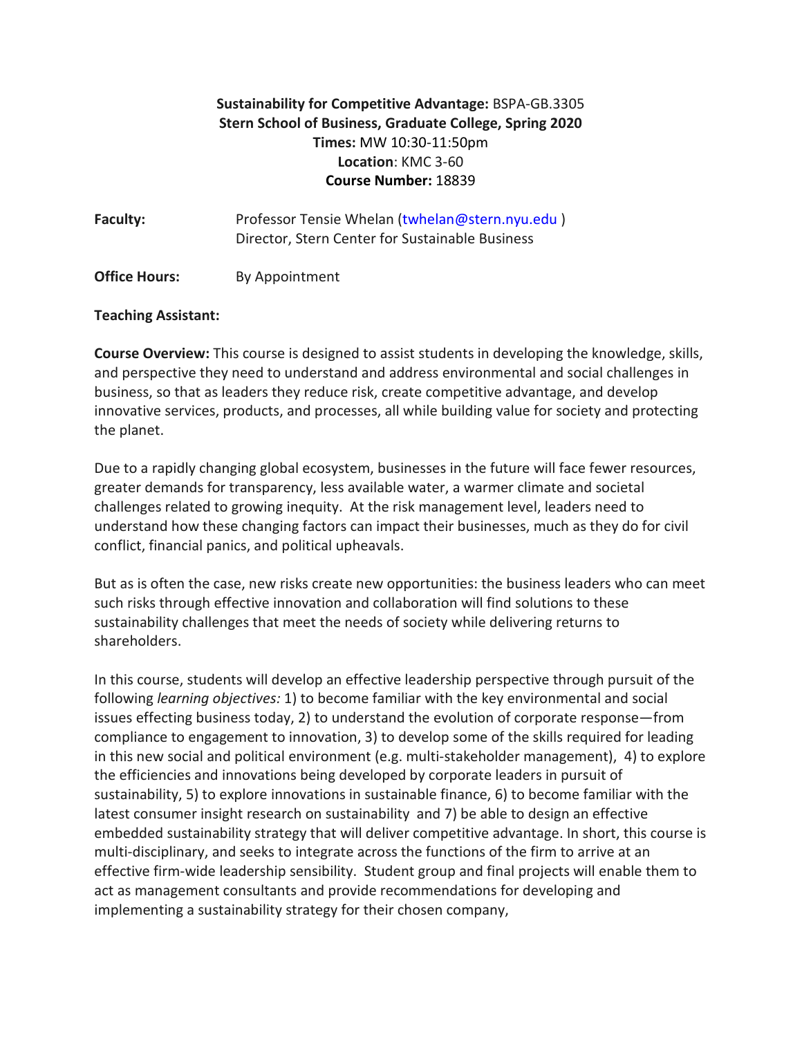**Sustainability for Competitive Advantage:** BSPA-GB.3305
**Stern School of Business, Graduate College, Spring 2020**
**Times:** MW 10:30-11:50pm
**Location**: KMC 3-60
**Course Number:** 18839

**Faculty:** Professor Tensie Whelan (twhelan@stern.nyu.edu )
Director, Stern Center for Sustainable Business

**Office Hours:** By Appointment

**Teaching Assistant:**

**Course Overview:** This course is designed to assist students in developing the knowledge, skills, and perspective they need to understand and address environmental and social challenges in business, so that as leaders they reduce risk, create competitive advantage, and develop innovative services, products, and processes, all while building value for society and protecting the planet.

Due to a rapidly changing global ecosystem, businesses in the future will face fewer resources, greater demands for transparency, less available water, a warmer climate and societal challenges related to growing inequity. At the risk management level, leaders need to understand how these changing factors can impact their businesses, much as they do for civil conflict, financial panics, and political upheavals.

But as is often the case, new risks create new opportunities: the business leaders who can meet such risks through effective innovation and collaboration will find solutions to these sustainability challenges that meet the needs of society while delivering returns to shareholders.

In this course, students will develop an effective leadership perspective through pursuit of the following *learning objectives:* 1) to become familiar with the key environmental and social issues effecting business today, 2) to understand the evolution of corporate response—from compliance to engagement to innovation, 3) to develop some of the skills required for leading in this new social and political environment (e.g. multi-stakeholder management), 4) to explore the efficiencies and innovations being developed by corporate leaders in pursuit of sustainability, 5) to explore innovations in sustainable finance, 6) to become familiar with the latest consumer insight research on sustainability and 7) be able to design an effective embedded sustainability strategy that will deliver competitive advantage. In short, this course is multi-disciplinary, and seeks to integrate across the functions of the firm to arrive at an effective firm-wide leadership sensibility. Student group and final projects will enable them to act as management consultants and provide recommendations for developing and implementing a sustainability strategy for their chosen company,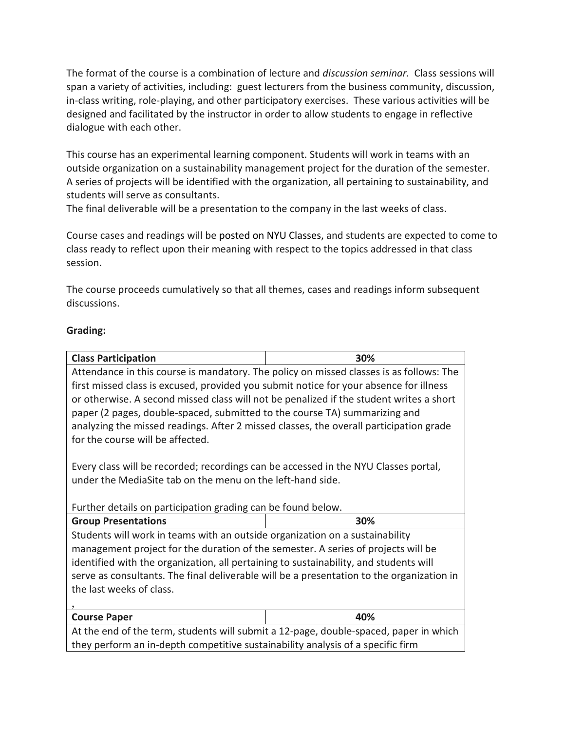The format of the course is a combination of lecture and *discussion seminar.* Class sessions will span a variety of activities, including: guest lecturers from the business community, discussion, in-class writing, role-playing, and other participatory exercises. These various activities will be designed and facilitated by the instructor in order to allow students to engage in reflective dialogue with each other.

This course has an experimental learning component. Students will work in teams with an outside organization on a sustainability management project for the duration of the semester. A series of projects will be identified with the organization, all pertaining to sustainability, and students will serve as consultants.
The final deliverable will be a presentation to the company in the last weeks of class.

Course cases and readings will be posted on NYU Classes, and students are expected to come to class ready to reflect upon their meaning with respect to the topics addressed in that class session.

The course proceeds cumulatively so that all themes, cases and readings inform subsequent discussions.

**Grading:**

| **Class Participation** | **30%** |
|---|---|
| Attendance in this course is mandatory. The policy on missed classes is as follows: The first missed class is excused, provided you submit notice for your absence for illness or otherwise. A second missed class will not be penalized if the student writes a short paper (2 pages, double-spaced, submitted to the course TA) summarizing and analyzing the missed readings. After 2 missed classes, the overall participation grade for the course will be affected.<br><br>Every class will be recorded; recordings can be accessed in the NYU Classes portal, under the MediaSite tab on the menu on the left-hand side.<br><br>Further details on participation grading can be found below. | |
| **Group Presentations** | **30%** |
| Students will work in teams with an outside organization on a sustainability management project for the duration of the semester. A series of projects will be identified with the organization, all pertaining to sustainability, and students will serve as consultants. The final deliverable will be a presentation to the organization in the last weeks of class.<br><br>, | |
| **Course Paper** | **40%** |
| At the end of the term, students will submit a 12-page, double-spaced, paper in which they perform an in-depth competitive sustainability analysis of a specific firm | |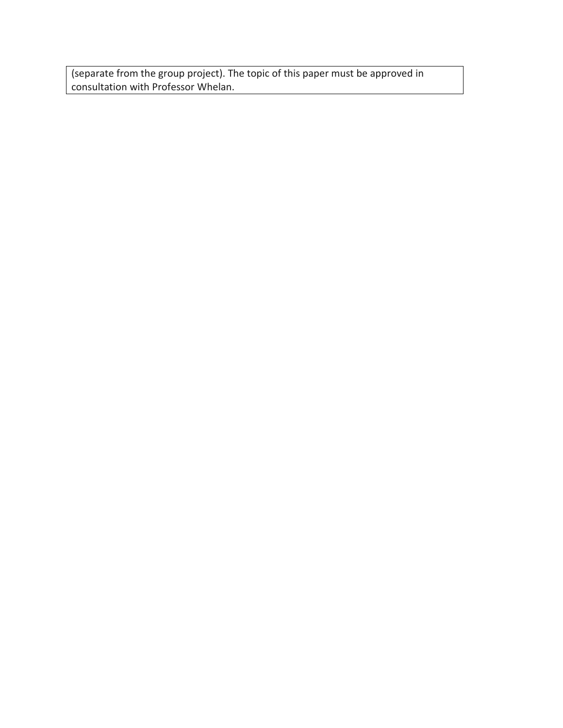| (separate from the group project). The topic of this paper must be approved in consultation with Professor Whelan. |
| --- |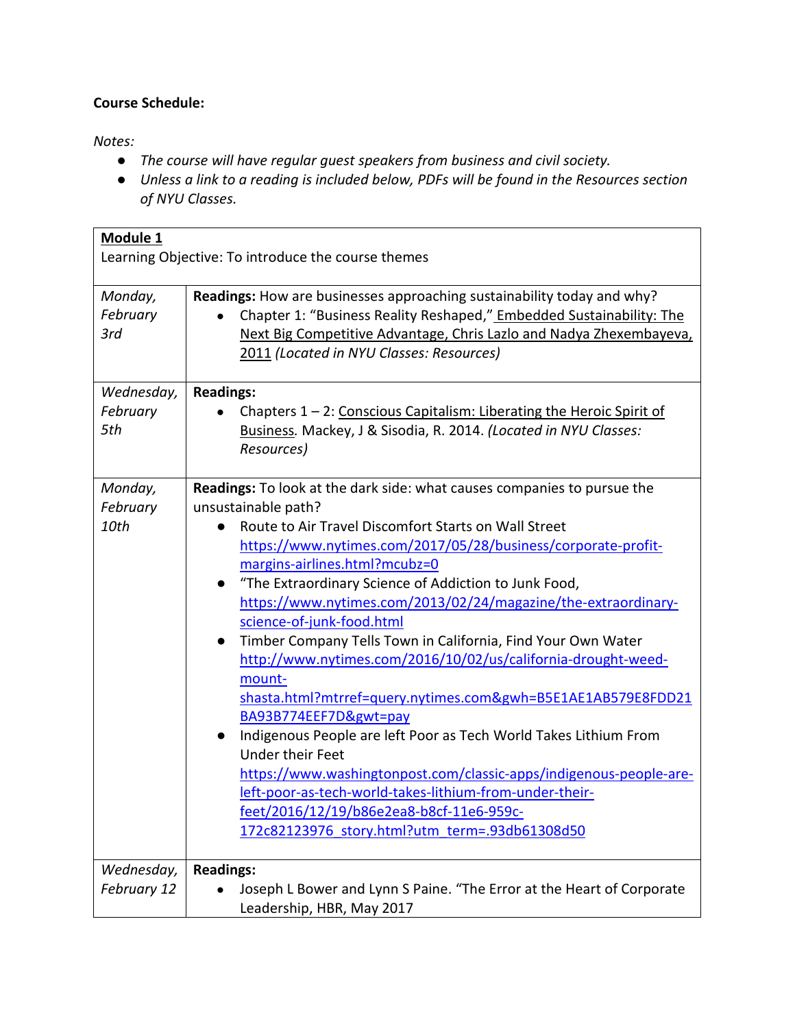**Course Schedule:**

*Notes:*

- *The course will have regular guest speakers from business and civil society.*
- *Unless a link to a reading is included below, PDFs will be found in the Resources section of NYU Classes.*

| **Module 1**<br>Learning Objective: To introduce the course themes | |
|---|---|
| *Monday, February 3rd* | **Readings:** How are businesses approaching sustainability today and why?<br>• Chapter 1: "Business Reality Reshaped," Embedded Sustainability: The Next Big Competitive Advantage, Chris Lazlo and Nadya Zhexembayeva, 2011 *(Located in NYU Classes: Resources)* |
| *Wednesday, February 5th* | **Readings:**<br>• Chapters 1 – 2: Conscious Capitalism: Liberating the Heroic Spirit of Business. Mackey, J & Sisodia, R. 2014. *(Located in NYU Classes: Resources)* |
| *Monday, February 10th* | **Readings:** To look at the dark side: what causes companies to pursue the unsustainable path?<br>• Route to Air Travel Discomfort Starts on Wall Street https://www.nytimes.com/2017/05/28/business/corporate-profit-margins-airlines.html?mcubz=0<br>• "The Extraordinary Science of Addiction to Junk Food, https://www.nytimes.com/2013/02/24/magazine/the-extraordinary-science-of-junk-food.html<br>• Timber Company Tells Town in California, Find Your Own Water http://www.nytimes.com/2016/10/02/us/california-drought-weed-mount-shasta.html?mtrref=query.nytimes.com&gwh=B5E1AE1AB579E8FDD21BA93B774EEF7D&gwt=pay<br>• Indigenous People are left Poor as Tech World Takes Lithium From Under their Feet https://www.washingtonpost.com/classic-apps/indigenous-people-are-left-poor-as-tech-world-takes-lithium-from-under-their-feet/2016/12/19/b86e2ea8-b8cf-11e6-959c-172c82123976_story.html?utm_term=.93db61308d50 |
| *Wednesday, February 12* | **Readings:**<br>• Joseph L Bower and Lynn S Paine. "The Error at the Heart of Corporate Leadership, HBR, May 2017 |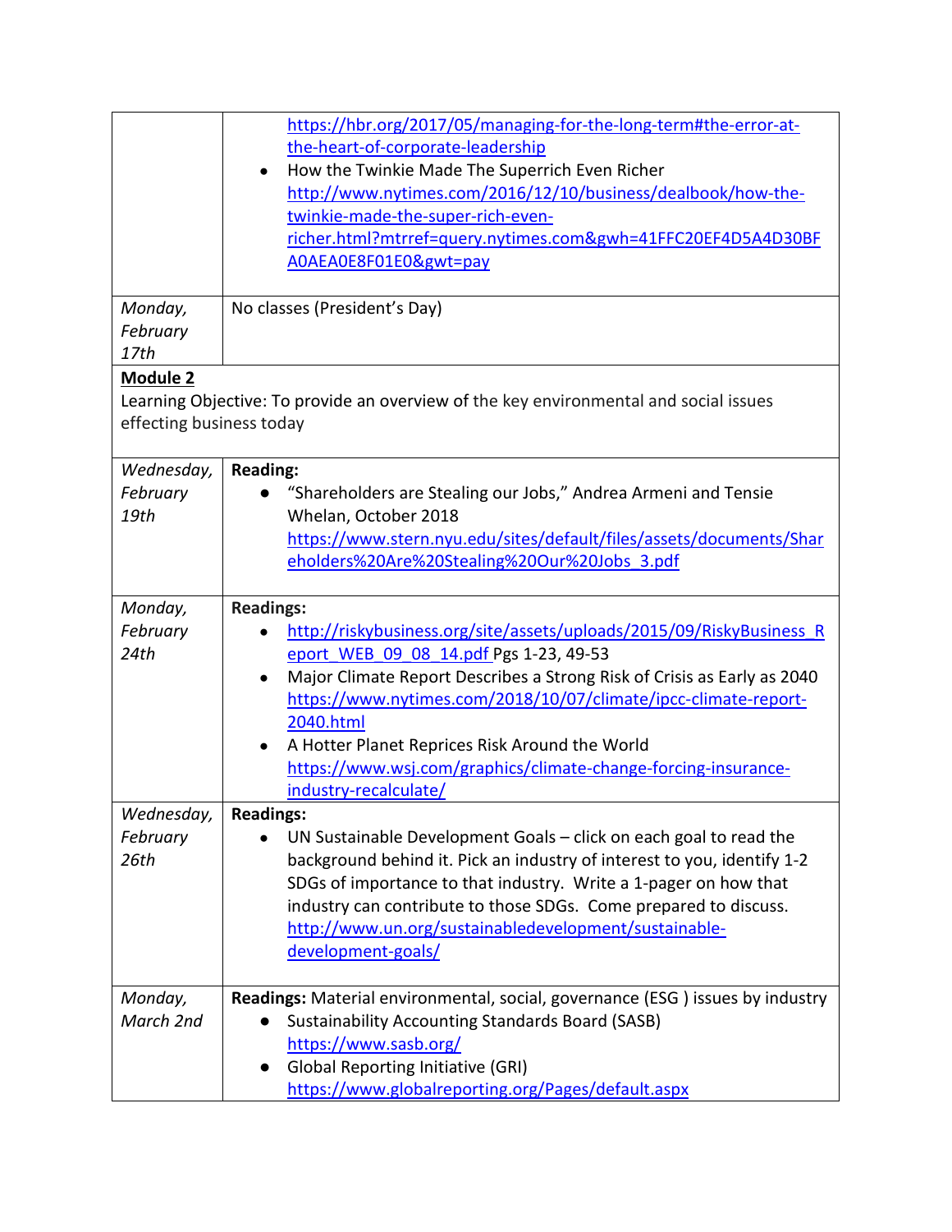| | |
|---|---|
| | • https://hbr.org/2017/05/managing-for-the-long-term#the-error-at-the-heart-of-corporate-leadership<br>• How the Twinkie Made The Superrich Even Richer http://www.nytimes.com/2016/12/10/business/dealbook/how-the-twinkie-made-the-super-rich-even-richer.html?mtrref=query.nytimes.com&gwh=41FFC20EF4D5A4D30BFA0AEA0E8F01E0&gwt=pay |
| *Monday, February 17th* | No classes (President's Day) |
| **Module 2**<br>Learning Objective: To provide an overview of the key environmental and social issues effecting business today | |
| *Wednesday, February 19th* | **Reading:**<br>• "Shareholders are Stealing our Jobs," Andrea Armeni and Tensie Whelan, October 2018 https://www.stern.nyu.edu/sites/default/files/assets/documents/Shareholders%20Are%20Stealing%20Our%20Jobs_3.pdf |
| *Monday, February 24th* | **Readings:**<br>• http://riskybusiness.org/site/assets/uploads/2015/09/RiskyBusiness_Report_WEB_09_08_14.pdf Pgs 1-23, 49-53<br>• Major Climate Report Describes a Strong Risk of Crisis as Early as 2040 https://www.nytimes.com/2018/10/07/climate/ipcc-climate-report-2040.html<br>• A Hotter Planet Reprices Risk Around the World https://www.wsj.com/graphics/climate-change-forcing-insurance-industry-recalculate/ |
| *Wednesday, February 26th* | **Readings:**<br>• UN Sustainable Development Goals – click on each goal to read the background behind it. Pick an industry of interest to you, identify 1-2 SDGs of importance to that industry. Write a 1-pager on how that industry can contribute to those SDGs. Come prepared to discuss. http://www.un.org/sustainabledevelopment/sustainable-development-goals/ |
| *Monday, March 2nd* | **Readings:** Material environmental, social, governance (ESG ) issues by industry<br>• Sustainability Accounting Standards Board (SASB) https://www.sasb.org/<br>• Global Reporting Initiative (GRI) https://www.globalreporting.org/Pages/default.aspx |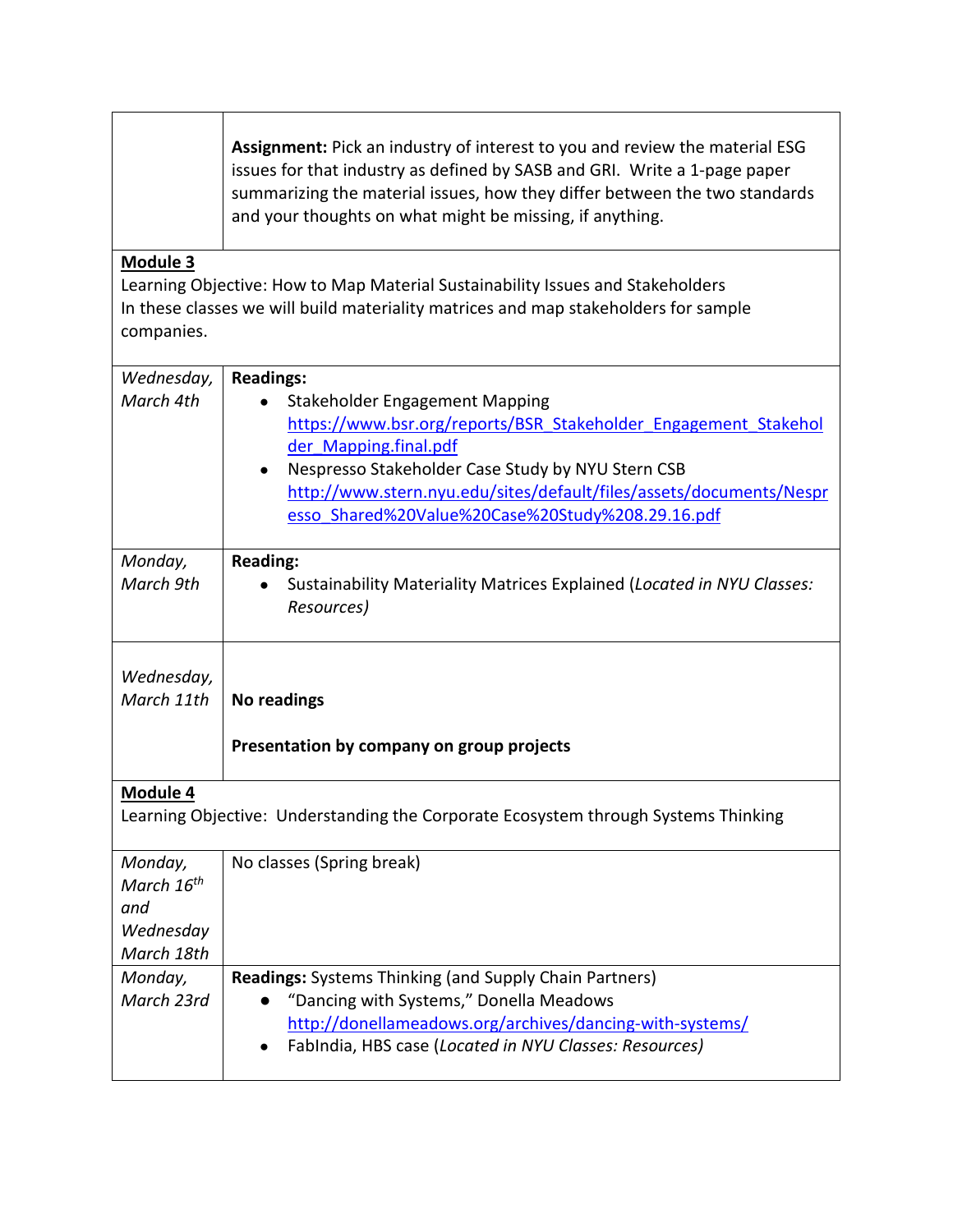| | |
|---|---|
| | **Assignment:** Pick an industry of interest to you and review the material ESG issues for that industry as defined by SASB and GRI. Write a 1-page paper summarizing the material issues, how they differ between the two standards and your thoughts on what might be missing, if anything. |

**Module 3**

Learning Objective: How to Map Material Sustainability Issues and Stakeholders

In these classes we will build materiality matrices and map stakeholders for sample companies.

| | |
|---|---|
| *Wednesday, March 4th* | **Readings:** <br>• Stakeholder Engagement Mapping [https://www.bsr.org/reports/BSR_Stakeholder_Engagement_Stakeholder_Mapping.final.pdf](https://www.bsr.org/reports/BSR_Stakeholder_Engagement_Stakeholder_Mapping.final.pdf) <br>• Nespresso Stakeholder Case Study by NYU Stern CSB [http://www.stern.nyu.edu/sites/default/files/assets/documents/Nespresso_Shared%20Value%20Case%20Study%208.29.16.pdf](http://www.stern.nyu.edu/sites/default/files/assets/documents/Nespresso_Shared%20Value%20Case%20Study%208.29.16.pdf) |
| *Monday, March 9th* | **Reading:** <br>• Sustainability Materiality Matrices Explained (*Located in NYU Classes: Resources)* |
| *Wednesday, March 11th* | **No readings** <br><br>**Presentation by company on group projects** |

**Module 4**

Learning Objective: Understanding the Corporate Ecosystem through Systems Thinking

| | |
|---|---|
| *Monday, March 16th and Wednesday March 18th* | No classes (Spring break) |
| *Monday, March 23rd* | **Readings:** Systems Thinking (and Supply Chain Partners) <br>• "Dancing with Systems," Donella Meadows [http://donellameadows.org/archives/dancing-with-systems/](http://donellameadows.org/archives/dancing-with-systems/) <br>• FabIndia, HBS case (*Located in NYU Classes: Resources)* |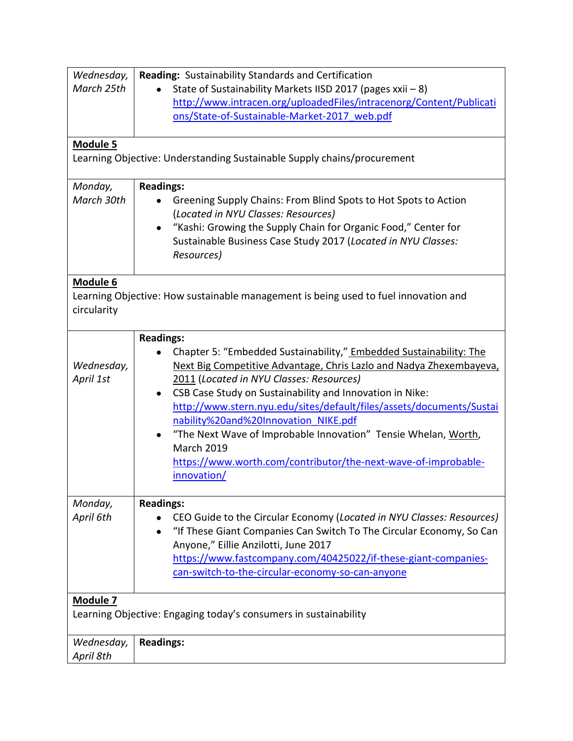| | |
|---|---|
| *Wednesday, March 25th* | **Reading:** Sustainability Standards and Certification<br>• State of Sustainability Markets IISD 2017 (pages xxii – 8) http://www.intracen.org/uploadedFiles/intracenorg/Content/Publications/State-of-Sustainable-Market-2017_web.pdf |
| **Module 5**<br>Learning Objective: Understanding Sustainable Supply chains/procurement | |
| *Monday, March 30th* | **Readings:**<br>• Greening Supply Chains: From Blind Spots to Hot Spots to Action (*Located in NYU Classes: Resources)*<br>• "Kashi: Growing the Supply Chain for Organic Food," Center for Sustainable Business Case Study 2017 (*Located in NYU Classes: Resources)* |
| **Module 6**<br>Learning Objective: How sustainable management is being used to fuel innovation and circularity | |
| *Wednesday, April 1st* | **Readings:**<br>• Chapter 5: "Embedded Sustainability," Embedded Sustainability: The Next Big Competitive Advantage, Chris Lazlo and Nadya Zhexembayeva, 2011 (*Located in NYU Classes: Resources)*<br>• CSB Case Study on Sustainability and Innovation in Nike: http://www.stern.nyu.edu/sites/default/files/assets/documents/Sustainability%20and%20Innovation_NIKE.pdf<br>• "The Next Wave of Improbable Innovation" Tensie Whelan, Worth, March 2019 https://www.worth.com/contributor/the-next-wave-of-improbable-innovation/ |
| *Monday, April 6th* | **Readings:**<br>• CEO Guide to the Circular Economy (*Located in NYU Classes: Resources)*<br>• "If These Giant Companies Can Switch To The Circular Economy, So Can Anyone," Eillie Anzilotti, June 2017 https://www.fastcompany.com/40425022/if-these-giant-companies-can-switch-to-the-circular-economy-so-can-anyone |
| **Module 7**<br>Learning Objective: Engaging today's consumers in sustainability | |
| *Wednesday, April 8th* | **Readings:** |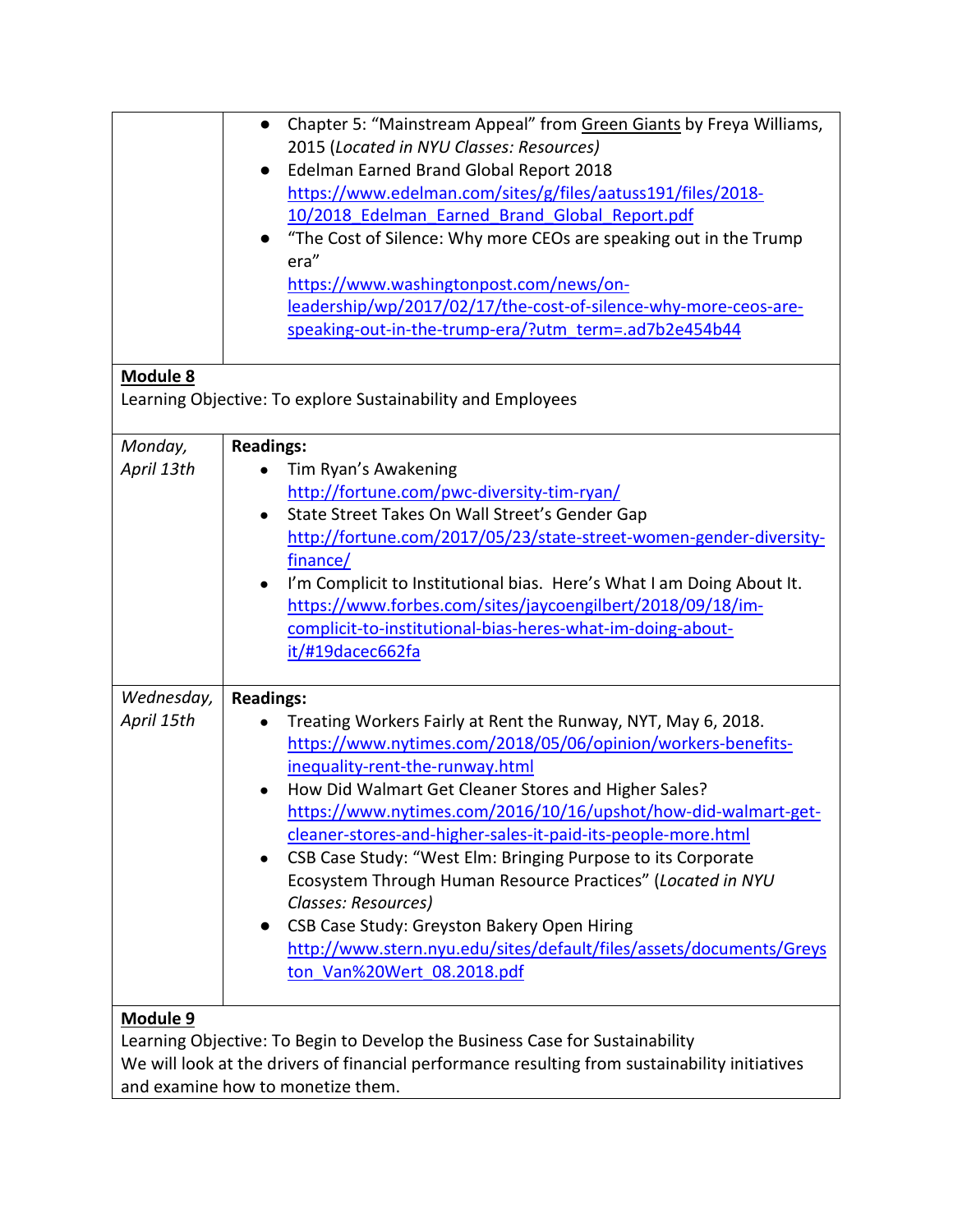| | |
|---|---|
| | • Chapter 5: "Mainstream Appeal" from Green Giants by Freya Williams, 2015 (*Located in NYU Classes: Resources*)<br>• Edelman Earned Brand Global Report 2018 [https://www.edelman.com/sites/g/files/aatuss191/files/2018-10/2018_Edelman_Earned_Brand_Global_Report.pdf](https://www.edelman.com/sites/g/files/aatuss191/files/2018-10/2018_Edelman_Earned_Brand_Global_Report.pdf)<br>• "The Cost of Silence: Why more CEOs are speaking out in the Trump era" [https://www.washingtonpost.com/news/on-leadership/wp/2017/02/17/the-cost-of-silence-why-more-ceos-are-speaking-out-in-the-trump-era/?utm_term=.ad7b2e454b44](https://www.washingtonpost.com/news/on-leadership/wp/2017/02/17/the-cost-of-silence-why-more-ceos-are-speaking-out-in-the-trump-era/?utm_term=.ad7b2e454b44) |
| **Module 8**<br>Learning Objective: To explore Sustainability and Employees | |
| *Monday, April 13th* | **Readings:**<br>• Tim Ryan's Awakening [http://fortune.com/pwc-diversity-tim-ryan/](http://fortune.com/pwc-diversity-tim-ryan/)<br>• State Street Takes On Wall Street's Gender Gap [http://fortune.com/2017/05/23/state-street-women-gender-diversity-finance/](http://fortune.com/2017/05/23/state-street-women-gender-diversity-finance/)<br>• I'm Complicit to Institutional bias. Here's What I am Doing About It. [https://www.forbes.com/sites/jaycoengilbert/2018/09/18/im-complicit-to-institutional-bias-heres-what-im-doing-about-it/#19dacec662fa](https://www.forbes.com/sites/jaycoengilbert/2018/09/18/im-complicit-to-institutional-bias-heres-what-im-doing-about-it/#19dacec662fa) |
| *Wednesday, April 15th* | **Readings:**<br>• Treating Workers Fairly at Rent the Runway, NYT, May 6, 2018. [https://www.nytimes.com/2018/05/06/opinion/workers-benefits-inequality-rent-the-runway.html](https://www.nytimes.com/2018/05/06/opinion/workers-benefits-inequality-rent-the-runway.html)<br>• How Did Walmart Get Cleaner Stores and Higher Sales? [https://www.nytimes.com/2016/10/16/upshot/how-did-walmart-get-cleaner-stores-and-higher-sales-it-paid-its-people-more.html](https://www.nytimes.com/2016/10/16/upshot/how-did-walmart-get-cleaner-stores-and-higher-sales-it-paid-its-people-more.html)<br>• CSB Case Study: "West Elm: Bringing Purpose to its Corporate Ecosystem Through Human Resource Practices" (*Located in NYU Classes: Resources*)<br>• CSB Case Study: Greyston Bakery Open Hiring [http://www.stern.nyu.edu/sites/default/files/assets/documents/Greyston_Van%20Wert_08.2018.pdf](http://www.stern.nyu.edu/sites/default/files/assets/documents/Greyston_Van%20Wert_08.2018.pdf) |
| **Module 9**<br>Learning Objective: To Begin to Develop the Business Case for Sustainability<br>We will look at the drivers of financial performance resulting from sustainability initiatives and examine how to monetize them. | |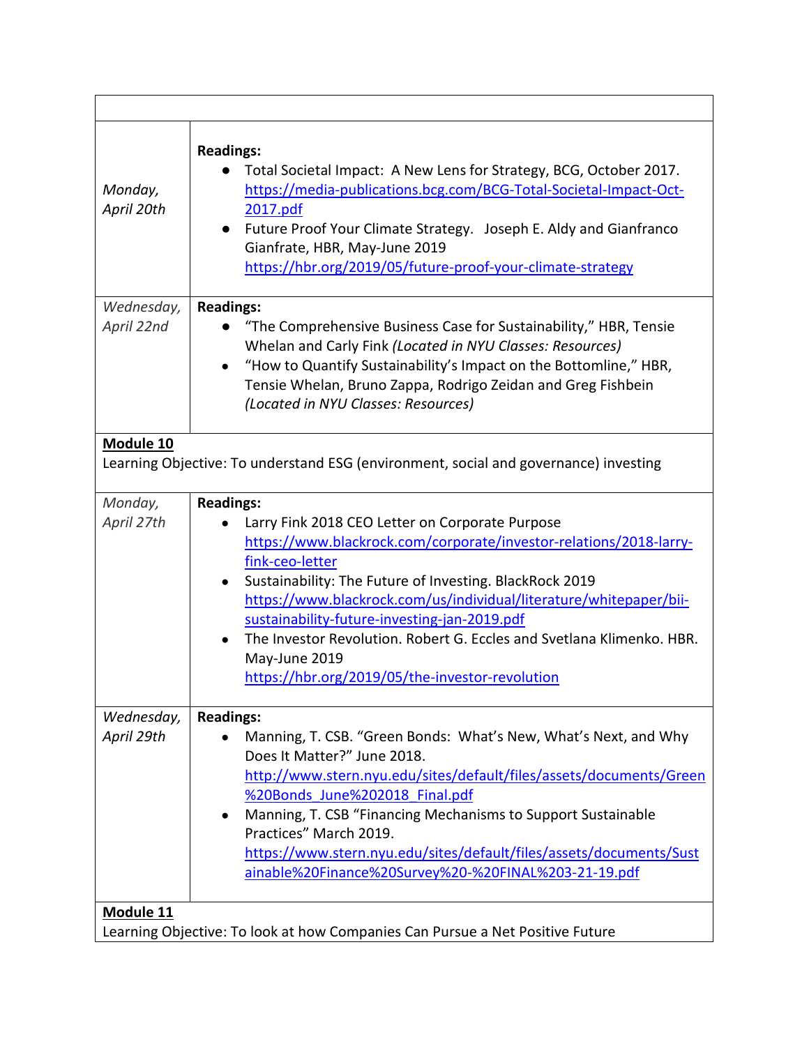| | |
|---|---|
| *Monday, April 20th* | **Readings:**<br>● Total Societal Impact: A New Lens for Strategy, BCG, October 2017. https://media-publications.bcg.com/BCG-Total-Societal-Impact-Oct-2017.pdf<br>● Future Proof Your Climate Strategy. Joseph E. Aldy and Gianfranco Gianfrate, HBR, May-June 2019 https://hbr.org/2019/05/future-proof-your-climate-strategy |
| *Wednesday, April 22nd* | **Readings:**<br>● "The Comprehensive Business Case for Sustainability," HBR, Tensie Whelan and Carly Fink *(Located in NYU Classes: Resources)*<br>● "How to Quantify Sustainability's Impact on the Bottomline," HBR, Tensie Whelan, Bruno Zappa, Rodrigo Zeidan and Greg Fishbein *(Located in NYU Classes: Resources)* |
| **Module 10**<br>Learning Objective: To understand ESG (environment, social and governance) investing | |
| *Monday, April 27th* | **Readings:**<br>● Larry Fink 2018 CEO Letter on Corporate Purpose https://www.blackrock.com/corporate/investor-relations/2018-larry-fink-ceo-letter<br>● Sustainability: The Future of Investing. BlackRock 2019 https://www.blackrock.com/us/individual/literature/whitepaper/bii-sustainability-future-investing-jan-2019.pdf<br>● The Investor Revolution. Robert G. Eccles and Svetlana Klimenko. HBR. May-June 2019 https://hbr.org/2019/05/the-investor-revolution |
| *Wednesday, April 29th* | **Readings:**<br>● Manning, T. CSB. "Green Bonds: What's New, What's Next, and Why Does It Matter?" June 2018. http://www.stern.nyu.edu/sites/default/files/assets/documents/Green%20Bonds_June%202018_Final.pdf<br>● Manning, T. CSB "Financing Mechanisms to Support Sustainable Practices" March 2019. https://www.stern.nyu.edu/sites/default/files/assets/documents/Sustainable%20Finance%20Survey%20-%20FINAL%203-21-19.pdf |
| **Module 11**<br>Learning Objective: To look at how Companies Can Pursue a Net Positive Future | |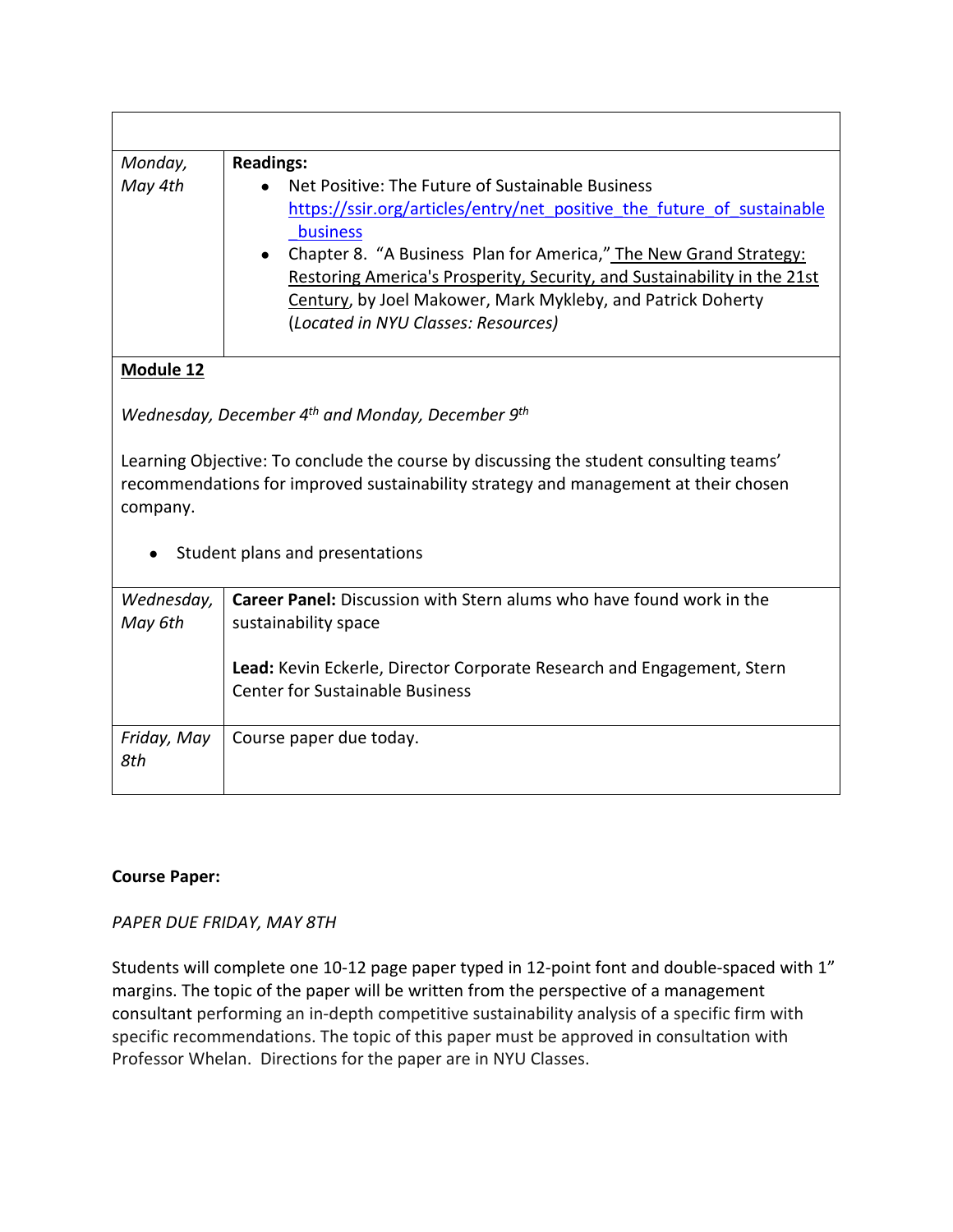| | |
|---|---|
| *Monday, May 4th* | **Readings:**<br>• Net Positive: The Future of Sustainable Business https://ssir.org/articles/entry/net_positive_the_future_of_sustainable_business<br>• Chapter 8. "A Business Plan for America," The New Grand Strategy: Restoring America's Prosperity, Security, and Sustainability in the 21st Century, by Joel Makower, Mark Mykleby, and Patrick Doherty (*Located in NYU Classes: Resources)* |

**Module 12**

*Wednesday, December 4th and Monday, December 9th*

Learning Objective: To conclude the course by discussing the student consulting teams' recommendations for improved sustainability strategy and management at their chosen company.

- Student plans and presentations

| | |
|---|---|
| *Wednesday, May 6th* | **Career Panel:** Discussion with Stern alums who have found work in the sustainability space<br><br>**Lead:** Kevin Eckerle, Director Corporate Research and Engagement, Stern Center for Sustainable Business |
| *Friday, May 8th* | Course paper due today. |

**Course Paper:**

*PAPER DUE FRIDAY, MAY 8TH*

Students will complete one 10-12 page paper typed in 12-point font and double-spaced with 1" margins. The topic of the paper will be written from the perspective of a management consultant performing an in-depth competitive sustainability analysis of a specific firm with specific recommendations. The topic of this paper must be approved in consultation with Professor Whelan. Directions for the paper are in NYU Classes.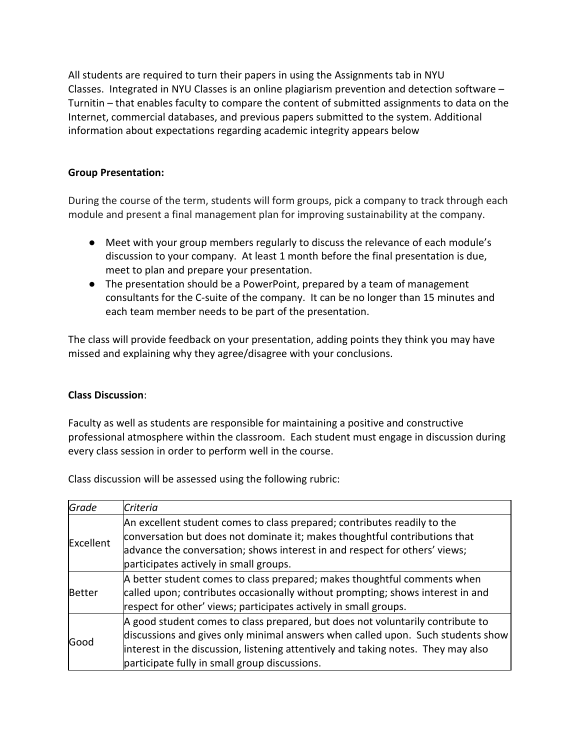All students are required to turn their papers in using the Assignments tab in NYU Classes. Integrated in NYU Classes is an online plagiarism prevention and detection software – Turnitin – that enables faculty to compare the content of submitted assignments to data on the Internet, commercial databases, and previous papers submitted to the system. Additional information about expectations regarding academic integrity appears below

**Group Presentation:**

During the course of the term, students will form groups, pick a company to track through each module and present a final management plan for improving sustainability at the company.

- Meet with your group members regularly to discuss the relevance of each module's discussion to your company. At least 1 month before the final presentation is due, meet to plan and prepare your presentation.
- The presentation should be a PowerPoint, prepared by a team of management consultants for the C-suite of the company. It can be no longer than 15 minutes and each team member needs to be part of the presentation.

The class will provide feedback on your presentation, adding points they think you may have missed and explaining why they agree/disagree with your conclusions.

**Class Discussion**:

Faculty as well as students are responsible for maintaining a positive and constructive professional atmosphere within the classroom. Each student must engage in discussion during every class session in order to perform well in the course.

Class discussion will be assessed using the following rubric:

| *Grade* | *Criteria* |
| --- | --- |
| Excellent | An excellent student comes to class prepared; contributes readily to the conversation but does not dominate it; makes thoughtful contributions that advance the conversation; shows interest in and respect for others' views; participates actively in small groups. |
| Better | A better student comes to class prepared; makes thoughtful comments when called upon; contributes occasionally without prompting; shows interest in and respect for other' views; participates actively in small groups. |
| Good | A good student comes to class prepared, but does not voluntarily contribute to discussions and gives only minimal answers when called upon. Such students show interest in the discussion, listening attentively and taking notes. They may also participate fully in small group discussions. |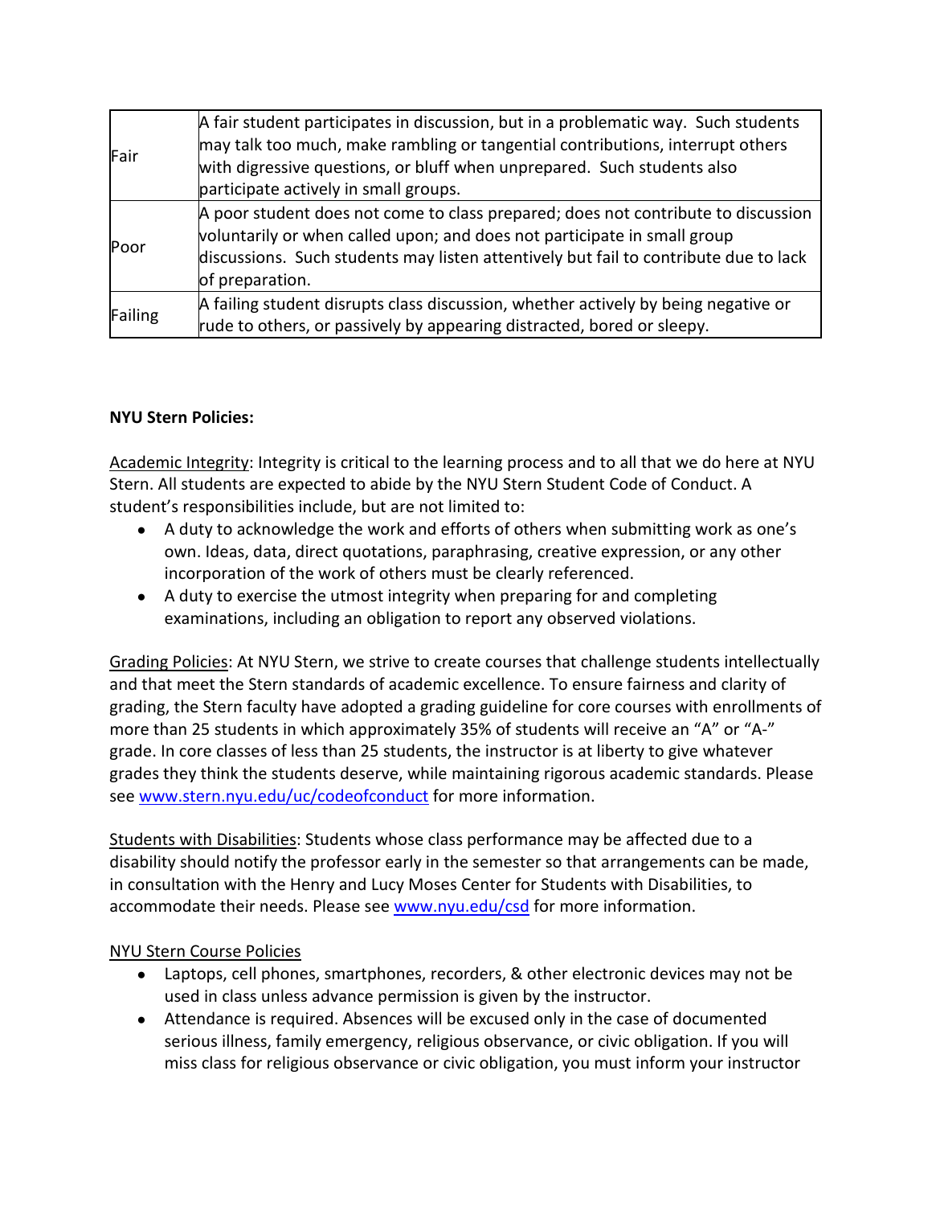| | |
|---|---|
| Fair | A fair student participates in discussion, but in a problematic way. Such students may talk too much, make rambling or tangential contributions, interrupt others with digressive questions, or bluff when unprepared. Such students also participate actively in small groups. |
| Poor | A poor student does not come to class prepared; does not contribute to discussion voluntarily or when called upon; and does not participate in small group discussions. Such students may listen attentively but fail to contribute due to lack of preparation. |
| Failing | A failing student disrupts class discussion, whether actively by being negative or rude to others, or passively by appearing distracted, bored or sleepy. |

**NYU Stern Policies:**

Academic Integrity: Integrity is critical to the learning process and to all that we do here at NYU Stern. All students are expected to abide by the NYU Stern Student Code of Conduct. A student's responsibilities include, but are not limited to:

- A duty to acknowledge the work and efforts of others when submitting work as one's own. Ideas, data, direct quotations, paraphrasing, creative expression, or any other incorporation of the work of others must be clearly referenced.
- A duty to exercise the utmost integrity when preparing for and completing examinations, including an obligation to report any observed violations.

Grading Policies: At NYU Stern, we strive to create courses that challenge students intellectually and that meet the Stern standards of academic excellence. To ensure fairness and clarity of grading, the Stern faculty have adopted a grading guideline for core courses with enrollments of more than 25 students in which approximately 35% of students will receive an "A" or "A-" grade. In core classes of less than 25 students, the instructor is at liberty to give whatever grades they think the students deserve, while maintaining rigorous academic standards. Please see www.stern.nyu.edu/uc/codeofconduct for more information.

Students with Disabilities: Students whose class performance may be affected due to a disability should notify the professor early in the semester so that arrangements can be made, in consultation with the Henry and Lucy Moses Center for Students with Disabilities, to accommodate their needs. Please see www.nyu.edu/csd for more information.

NYU Stern Course Policies

- Laptops, cell phones, smartphones, recorders, & other electronic devices may not be used in class unless advance permission is given by the instructor.
- Attendance is required. Absences will be excused only in the case of documented serious illness, family emergency, religious observance, or civic obligation. If you will miss class for religious observance or civic obligation, you must inform your instructor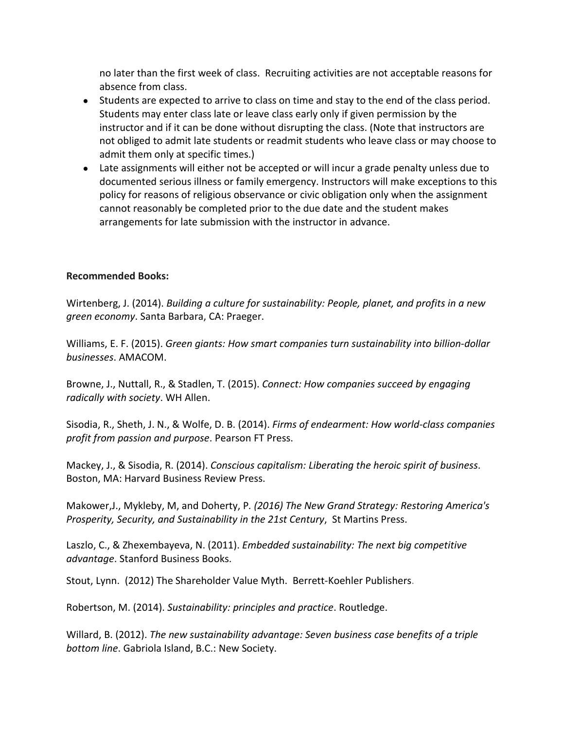no later than the first week of class. Recruiting activities are not acceptable reasons for absence from class.

- Students are expected to arrive to class on time and stay to the end of the class period. Students may enter class late or leave class early only if given permission by the instructor and if it can be done without disrupting the class. (Note that instructors are not obliged to admit late students or readmit students who leave class or may choose to admit them only at specific times.)
- Late assignments will either not be accepted or will incur a grade penalty unless due to documented serious illness or family emergency. Instructors will make exceptions to this policy for reasons of religious observance or civic obligation only when the assignment cannot reasonably be completed prior to the due date and the student makes arrangements for late submission with the instructor in advance.

**Recommended Books:**

Wirtenberg, J. (2014). *Building a culture for sustainability: People, planet, and profits in a new green economy*. Santa Barbara, CA: Praeger.

Williams, E. F. (2015). *Green giants: How smart companies turn sustainability into billion-dollar businesses*. AMACOM.

Browne, J., Nuttall, R., & Stadlen, T. (2015). *Connect: How companies succeed by engaging radically with society*. WH Allen.

Sisodia, R., Sheth, J. N., & Wolfe, D. B. (2014). *Firms of endearment: How world-class companies profit from passion and purpose*. Pearson FT Press.

Mackey, J., & Sisodia, R. (2014). *Conscious capitalism: Liberating the heroic spirit of business*. Boston, MA: Harvard Business Review Press.

Makower,J., Mykleby, M, and Doherty, P*. (2016) The New Grand Strategy: Restoring America's Prosperity, Security, and Sustainability in the 21st Century*, St Martins Press.

Laszlo, C., & Zhexembayeva, N. (2011). *Embedded sustainability: The next big competitive advantage*. Stanford Business Books.

Stout, Lynn. (2012) The Shareholder Value Myth. Berrett-Koehler Publishers.

Robertson, M. (2014). *Sustainability: principles and practice*. Routledge.

Willard, B. (2012). *The new sustainability advantage: Seven business case benefits of a triple bottom line*. Gabriola Island, B.C.: New Society.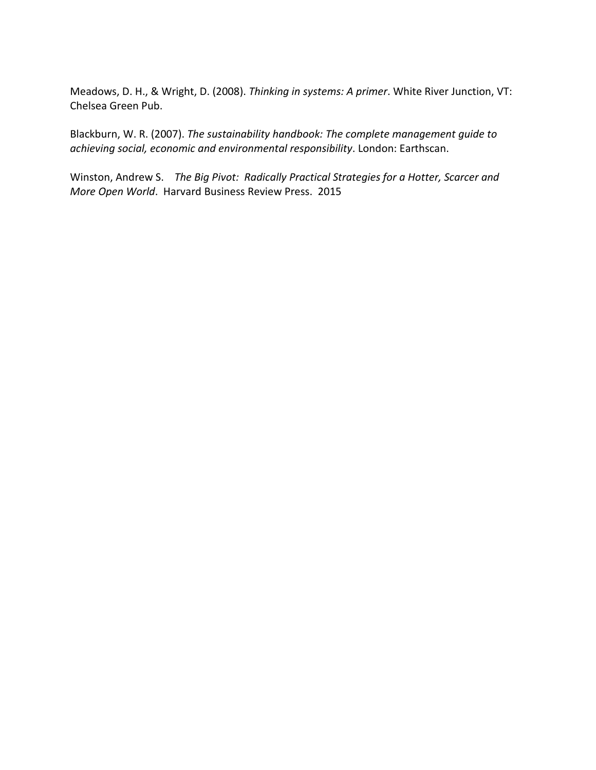Meadows, D. H., & Wright, D. (2008). *Thinking in systems: A primer*. White River Junction, VT: Chelsea Green Pub.

Blackburn, W. R. (2007). *The sustainability handbook: The complete management guide to achieving social, economic and environmental responsibility*. London: Earthscan.

Winston, Andrew S. *The Big Pivot: Radically Practical Strategies for a Hotter, Scarcer and More Open World*. Harvard Business Review Press. 2015